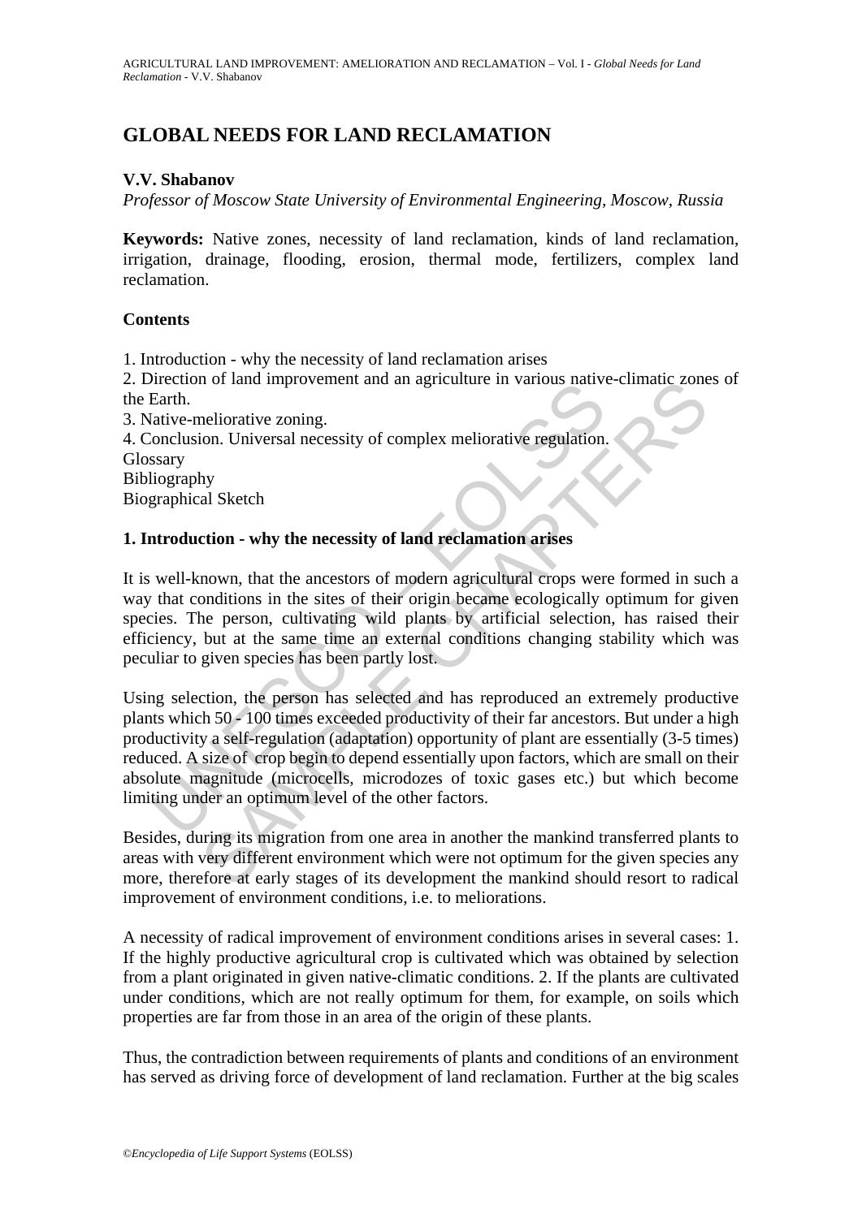# GLOBAL NEEDS FOR LAND RECLAMATION

**V.V. Shabanov**

*Professor of Moscow State University of Environmental Engineering, Moscow, Russia*

**Keywords:** Native zones, necessity of land reclamation, kinds of land reclamation, irrigation, drainage, flooding, erosion, thermal mode, fertilizers, complex land reclamation.

## Contents

1. Introduction - why the necessity of land reclamation arises
2. Direction of land improvement and an agriculture in various native-climatic zones of the Earth.
3. Native-meliorative zoning.
4. Conclusion. Universal necessity of complex meliorative regulation.

Glossary
Bibliography
Biographical Sketch

## 1. Introduction - why the necessity of land reclamation arises

It is well-known, that the ancestors of modern agricultural crops were formed in such a way that conditions in the sites of their origin became ecologically optimum for given species. The person, cultivating wild plants by artificial selection, has raised their efficiency, but at the same time an external conditions changing stability which was peculiar to given species has been partly lost.

Using selection, the person has selected and has reproduced an extremely productive plants which 50 - 100 times exceeded productivity of their far ancestors. But under a high productivity a self-regulation (adaptation) opportunity of plant are essentially (3-5 times) reduced. A size of crop begin to depend essentially upon factors, which are small on their absolute magnitude (microcells, microdozes of toxic gases etc.) but which become limiting under an optimum level of the other factors.

Besides, during its migration from one area in another the mankind transferred plants to areas with very different environment which were not optimum for the given species any more, therefore at early stages of its development the mankind should resort to radical improvement of environment conditions, i.e. to meliorations.

A necessity of radical improvement of environment conditions arises in several cases: 1. If the highly productive agricultural crop is cultivated which was obtained by selection from a plant originated in given native-climatic conditions. 2. If the plants are cultivated under conditions, which are not really optimum for them, for example, on soils which properties are far from those in an area of the origin of these plants.

Thus, the contradiction between requirements of plants and conditions of an environment has served as driving force of development of land reclamation. Further at the big scales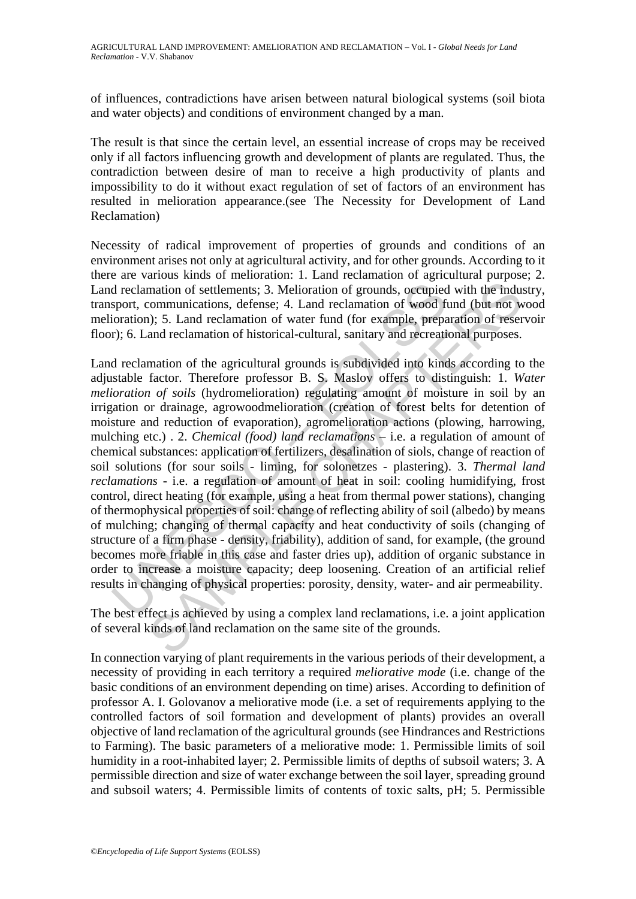of influences, contradictions have arisen between natural biological systems (soil biota and water objects) and conditions of environment changed by a man.

The result is that since the certain level, an essential increase of crops may be received only if all factors influencing growth and development of plants are regulated. Thus, the contradiction between desire of man to receive a high productivity of plants and impossibility to do it without exact regulation of set of factors of an environment has resulted in melioration appearance.(see The Necessity for Development of Land Reclamation)

Necessity of radical improvement of properties of grounds and conditions of an environment arises not only at agricultural activity, and for other grounds. According to it there are various kinds of melioration: 1. Land reclamation of agricultural purpose; 2. Land reclamation of settlements; 3. Melioration of grounds, occupied with the industry, transport, communications, defense; 4. Land reclamation of wood fund (but not wood melioration); 5. Land reclamation of water fund (for example, preparation of reservoir floor); 6. Land reclamation of historical-cultural, sanitary and recreational purposes.

Land reclamation of the agricultural grounds is subdivided into kinds according to the adjustable factor. Therefore professor B. S. Maslov offers to distinguish: 1. *Water melioration of soils* (hydromelioration) regulating amount of moisture in soil by an irrigation or drainage, agrowoodmelioration (creation of forest belts for detention of moisture and reduction of evaporation), agromelioration actions (plowing, harrowing, mulching etc.) . 2. *Chemical (food) land reclamations* – i.e. a regulation of amount of chemical substances: application of fertilizers, desalination of siols, change of reaction of soil solutions (for sour soils - liming, for solonetzes - plastering). 3. *Thermal land reclamations* - i.e. a regulation of amount of heat in soil: cooling humidifying, frost control, direct heating (for example, using a heat from thermal power stations), changing of thermophysical properties of soil: change of reflecting ability of soil (albedo) by means of mulching; changing of thermal capacity and heat conductivity of soils (changing of structure of a firm phase - density, friability), addition of sand, for example, (the ground becomes more friable in this case and faster dries up), addition of organic substance in order to increase a moisture capacity; deep loosening. Creation of an artificial relief results in changing of physical properties: porosity, density, water- and air permeability.

The best effect is achieved by using a complex land reclamations, i.e. a joint application of several kinds of land reclamation on the same site of the grounds.

In connection varying of plant requirements in the various periods of their development, a necessity of providing in each territory a required *meliorative mode* (i.e. change of the basic conditions of an environment depending on time) arises. According to definition of professor A. I. Golovanov a meliorative mode (i.e. a set of requirements applying to the controlled factors of soil formation and development of plants) provides an overall objective of land reclamation of the agricultural grounds (see Hindrances and Restrictions to Farming). The basic parameters of a meliorative mode: 1. Permissible limits of soil humidity in a root-inhabited layer; 2. Permissible limits of depths of subsoil waters; 3. A permissible direction and size of water exchange between the soil layer, spreading ground and subsoil waters; 4. Permissible limits of contents of toxic salts, pH; 5. Permissible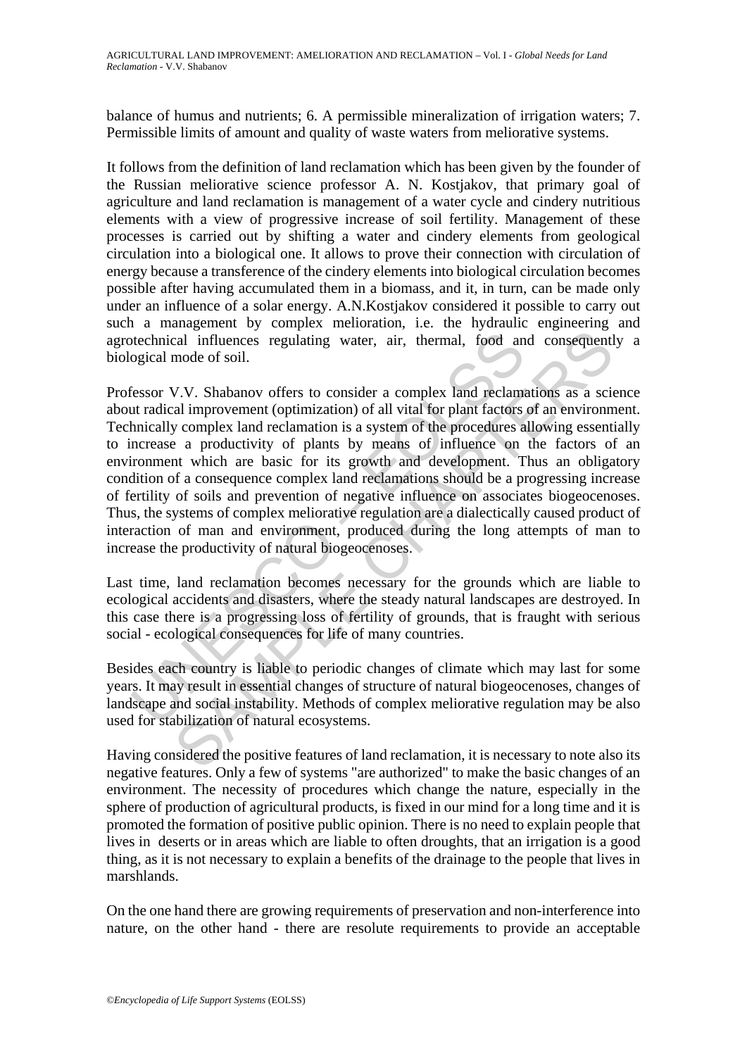balance of humus and nutrients; 6. A permissible mineralization of irrigation waters; 7. Permissible limits of amount and quality of waste waters from meliorative systems.

It follows from the definition of land reclamation which has been given by the founder of the Russian meliorative science professor A. N. Kostjakov, that primary goal of agriculture and land reclamation is management of a water cycle and cindery nutritious elements with a view of progressive increase of soil fertility. Management of these processes is carried out by shifting a water and cindery elements from geological circulation into a biological one. It allows to prove their connection with circulation of energy because a transference of the cindery elements into biological circulation becomes possible after having accumulated them in a biomass, and it, in turn, can be made only under an influence of a solar energy. A.N.Kostjakov considered it possible to carry out such a management by complex melioration, i.e. the hydraulic engineering and agrotechnical influences regulating water, air, thermal, food and consequently a biological mode of soil.

Professor V.V. Shabanov offers to consider a complex land reclamations as a science about radical improvement (optimization) of all vital for plant factors of an environment. Technically complex land reclamation is a system of the procedures allowing essentially to increase a productivity of plants by means of influence on the factors of an environment which are basic for its growth and development. Thus an obligatory condition of a consequence complex land reclamations should be a progressing increase of fertility of soils and prevention of negative influence on associates biogeocenoses. Thus, the systems of complex meliorative regulation are a dialectically caused product of interaction of man and environment, produced during the long attempts of man to increase the productivity of natural biogeocenoses.

Last time, land reclamation becomes necessary for the grounds which are liable to ecological accidents and disasters, where the steady natural landscapes are destroyed. In this case there is a progressing loss of fertility of grounds, that is fraught with serious social - ecological consequences for life of many countries.

Besides each country is liable to periodic changes of climate which may last for some years. It may result in essential changes of structure of natural biogeocenoses, changes of landscape and social instability. Methods of complex meliorative regulation may be also used for stabilization of natural ecosystems.

Having considered the positive features of land reclamation, it is necessary to note also its negative features. Only a few of systems "are authorized" to make the basic changes of an environment. The necessity of procedures which change the nature, especially in the sphere of production of agricultural products, is fixed in our mind for a long time and it is promoted the formation of positive public opinion. There is no need to explain people that lives in deserts or in areas which are liable to often droughts, that an irrigation is a good thing, as it is not necessary to explain a benefits of the drainage to the people that lives in marshlands.

On the one hand there are growing requirements of preservation and non-interference into nature, on the other hand - there are resolute requirements to provide an acceptable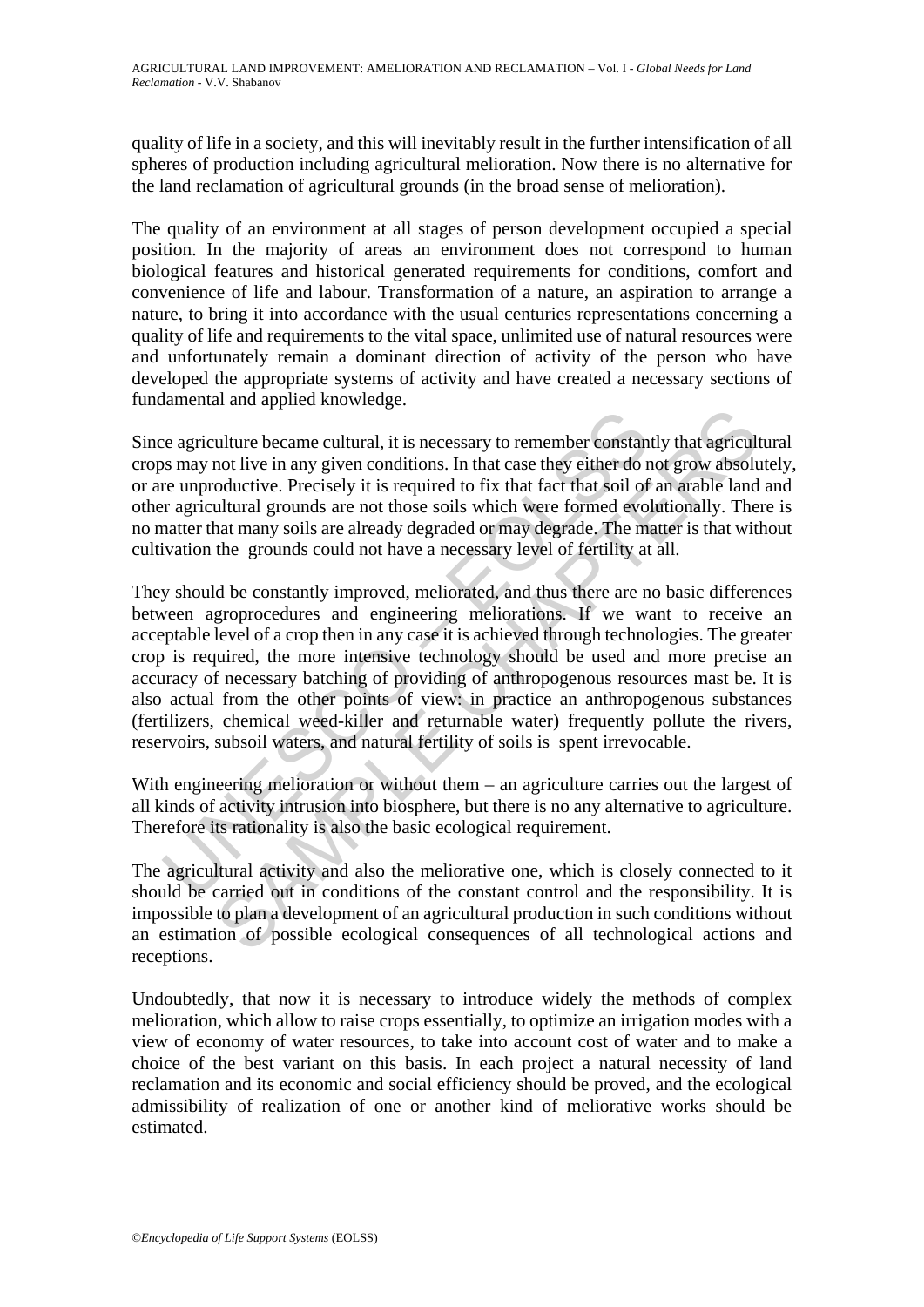quality of life in a society, and this will inevitably result in the further intensification of all spheres of production including agricultural melioration. Now there is no alternative for the land reclamation of agricultural grounds (in the broad sense of melioration).

The quality of an environment at all stages of person development occupied a special position. In the majority of areas an environment does not correspond to human biological features and historical generated requirements for conditions, comfort and convenience of life and labour. Transformation of a nature, an aspiration to arrange a nature, to bring it into accordance with the usual centuries representations concerning a quality of life and requirements to the vital space, unlimited use of natural resources were and unfortunately remain a dominant direction of activity of the person who have developed the appropriate systems of activity and have created a necessary sections of fundamental and applied knowledge.

Since agriculture became cultural, it is necessary to remember constantly that agricultural crops may not live in any given conditions. In that case they either do not grow absolutely, or are unproductive. Precisely it is required to fix that fact that soil of an arable land and other agricultural grounds are not those soils which were formed evolutionally. There is no matter that many soils are already degraded or may degrade. The matter is that without cultivation the grounds could not have a necessary level of fertility at all.

They should be constantly improved, meliorated, and thus there are no basic differences between agroprocedures and engineering meliorations. If we want to receive an acceptable level of a crop then in any case it is achieved through technologies. The greater crop is required, the more intensive technology should be used and more precise an accuracy of necessary batching of providing of anthropogenous resources mast be. It is also actual from the other points of view: in practice an anthropogenous substances (fertilizers, chemical weed-killer and returnable water) frequently pollute the rivers, reservoirs, subsoil waters, and natural fertility of soils is spent irrevocable.

With engineering melioration or without them – an agriculture carries out the largest of all kinds of activity intrusion into biosphere, but there is no any alternative to agriculture. Therefore its rationality is also the basic ecological requirement.

The agricultural activity and also the meliorative one, which is closely connected to it should be carried out in conditions of the constant control and the responsibility. It is impossible to plan a development of an agricultural production in such conditions without an estimation of possible ecological consequences of all technological actions and receptions.

Undoubtedly, that now it is necessary to introduce widely the methods of complex melioration, which allow to raise crops essentially, to optimize an irrigation modes with a view of economy of water resources, to take into account cost of water and to make a choice of the best variant on this basis. In each project a natural necessity of land reclamation and its economic and social efficiency should be proved, and the ecological admissibility of realization of one or another kind of meliorative works should be estimated.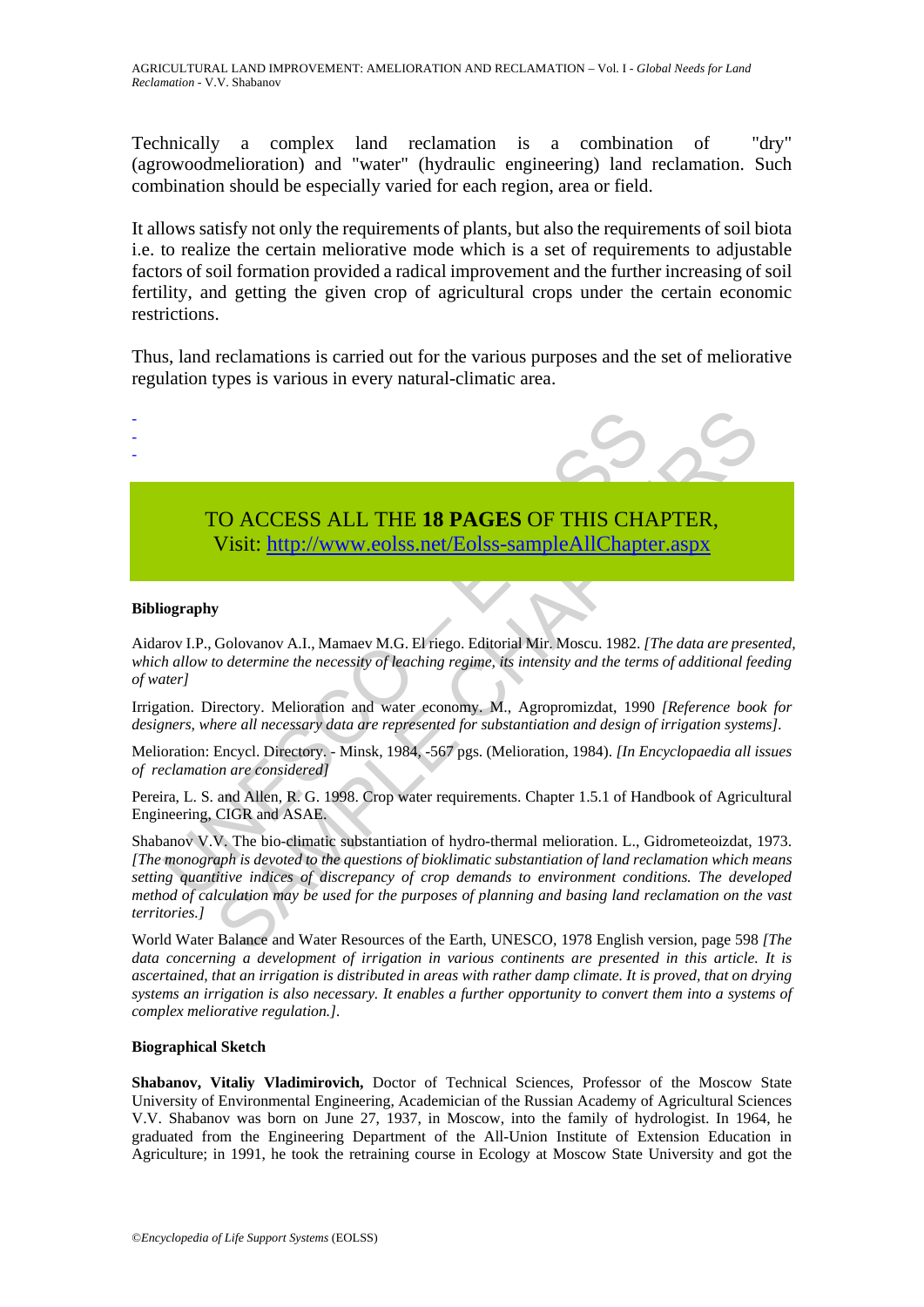Technically a complex land reclamation is a combination of "dry" (agrowoodmelioration) and "water" (hydraulic engineering) land reclamation. Such combination should be especially varied for each region, area or field.

It allows satisfy not only the requirements of plants, but also the requirements of soil biota i.e. to realize the certain meliorative mode which is a set of requirements to adjustable factors of soil formation provided a radical improvement and the further increasing of soil fertility, and getting the given crop of agricultural crops under the certain economic restrictions.

Thus, land reclamations is carried out for the various purposes and the set of meliorative regulation types is various in every natural-climatic area.

-
-
-

TO ACCESS ALL THE **18 PAGES** OF THIS CHAPTER,
Visit: http://www.eolss.net/Eolss-sampleAllChapter.aspx

**Bibliography**

Aidarov I.P., Golovanov A.I., Mamaev M.G. El riego. Editorial Mir. Moscu. 1982. *[The data are presented, which allow to determine the necessity of leaching regime, its intensity and the terms of additional feeding of water]*

Irrigation. Directory. Melioration and water economy. M., Agropromizdat, 1990 *[Reference book for designers, where all necessary data are represented for substantiation and design of irrigation systems]*.

Melioration: Encycl. Directory. - Minsk, 1984, -567 pgs. (Melioration, 1984). *[In Encyclopaedia all issues of reclamation are considered]*

Pereira, L. S. and Allen, R. G. 1998. Crop water requirements. Chapter 1.5.1 of Handbook of Agricultural Engineering, CIGR and ASAE.

Shabanov V.V. The bio-climatic substantiation of hydro-thermal melioration. L., Gidrometeoizdat, 1973. *[The monograph is devoted to the questions of bioklimatic substantiation of land reclamation which means setting quantitive indices of discrepancy of crop demands to environment conditions. The developed method of calculation may be used for the purposes of planning and basing land reclamation on the vast territories.]*

World Water Balance and Water Resources of the Earth, UNESCO, 1978 English version, page 598 *[The data concerning a development of irrigation in various continents are presented in this article. It is ascertained, that an irrigation is distributed in areas with rather damp climate. It is proved, that on drying systems an irrigation is also necessary. It enables a further opportunity to convert them into a systems of complex meliorative regulation.]*.

**Biographical Sketch**

**Shabanov, Vitaliy Vladimirovich,** Doctor of Technical Sciences, Professor of the Moscow State University of Environmental Engineering, Academician of the Russian Academy of Agricultural Sciences V.V. Shabanov was born on June 27, 1937, in Moscow, into the family of hydrologist. In 1964, he graduated from the Engineering Department of the All-Union Institute of Extension Education in Agriculture; in 1991, he took the retraining course in Ecology at Moscow State University and got the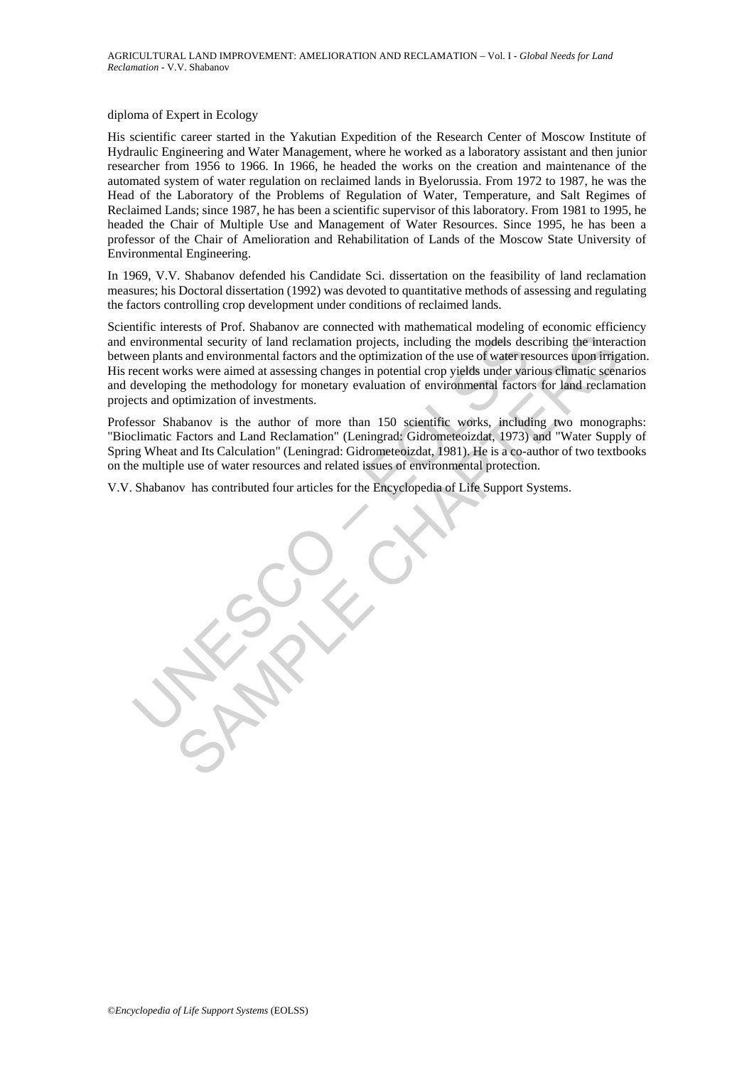diploma of Expert in Ecology

His scientific career started in the Yakutian Expedition of the Research Center of Moscow Institute of Hydraulic Engineering and Water Management, where he worked as a laboratory assistant and then junior researcher from 1956 to 1966. In 1966, he headed the works on the creation and maintenance of the automated system of water regulation on reclaimed lands in Byelorussia. From 1972 to 1987, he was the Head of the Laboratory of the Problems of Regulation of Water, Temperature, and Salt Regimes of Reclaimed Lands; since 1987, he has been a scientific supervisor of this laboratory. From 1981 to 1995, he headed the Chair of Multiple Use and Management of Water Resources. Since 1995, he has been a professor of the Chair of Amelioration and Rehabilitation of Lands of the Moscow State University of Environmental Engineering.

In 1969, V.V. Shabanov defended his Candidate Sci. dissertation on the feasibility of land reclamation measures; his Doctoral dissertation (1992) was devoted to quantitative methods of assessing and regulating the factors controlling crop development under conditions of reclaimed lands.

Scientific interests of Prof. Shabanov are connected with mathematical modeling of economic efficiency and environmental security of land reclamation projects, including the models describing the interaction between plants and environmental factors and the optimization of the use of water resources upon irrigation. His recent works were aimed at assessing changes in potential crop yields under various climatic scenarios and developing the methodology for monetary evaluation of environmental factors for land reclamation projects and optimization of investments.

Professor Shabanov is the author of more than 150 scientific works, including two monographs: "Bioclimatic Factors and Land Reclamation" (Leningrad: Gidrometeoizdat, 1973) and "Water Supply of Spring Wheat and Its Calculation" (Leningrad: Gidrometeoizdat, 1981). He is a co-author of two textbooks on the multiple use of water resources and related issues of environmental protection.

V.V. Shabanov has contributed four articles for the Encyclopedia of Life Support Systems.